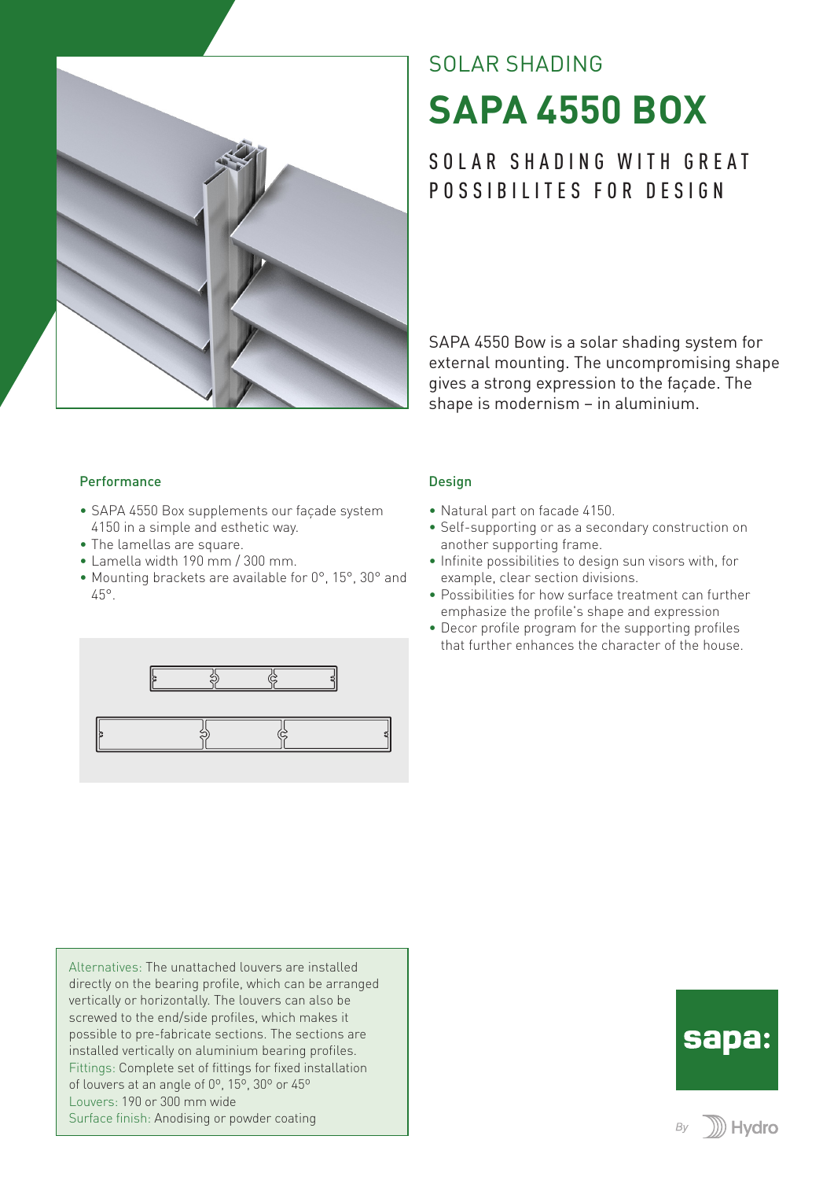SOLAR SHADING

# SAPA 4550 BOX

## SOLAR SHADING WITH GREAT POSSIBILITES FOR DESIGN

SAPA 4550 Bow is a solar shading system for external mounting. The uncompromising shape gives a strong expression to the façade. The shape is modernism – in aluminium.

### Performance

- SAPA 4550 Box supplements our façade system 4150 in a simple and esthetic way.
- The lamellas are square.
- Lamella width 190 mm / 300 mm.
- Mounting brackets are available for 0°, 15°, 30° and 45°.

### Design

- Natural part on facade 4150.
- Self-supporting or as a secondary construction on another supporting frame.
- Infinite possibilities to design sun visors with, for example, clear section divisions.
- Possibilities for how surface treatment can further emphasize the profile's shape and expression
- Decor profile program for the supporting profiles that further enhances the character of the house.

Alternatives: The unattached louvers are installed directly on the bearing profile, which can be arranged vertically or horizontally. The louvers can also be screwed to the end/side profiles, which makes it possible to pre-fabricate sections. The sections are installed vertically on aluminium bearing profiles.
Fittings: Complete set of fittings for fixed installation of louvers at an angle of 0º, 15º, 30º or 45º
Louvers: 190 or 300 mm wide
Surface finish: Anodising or powder coating

sapa:

By Hydro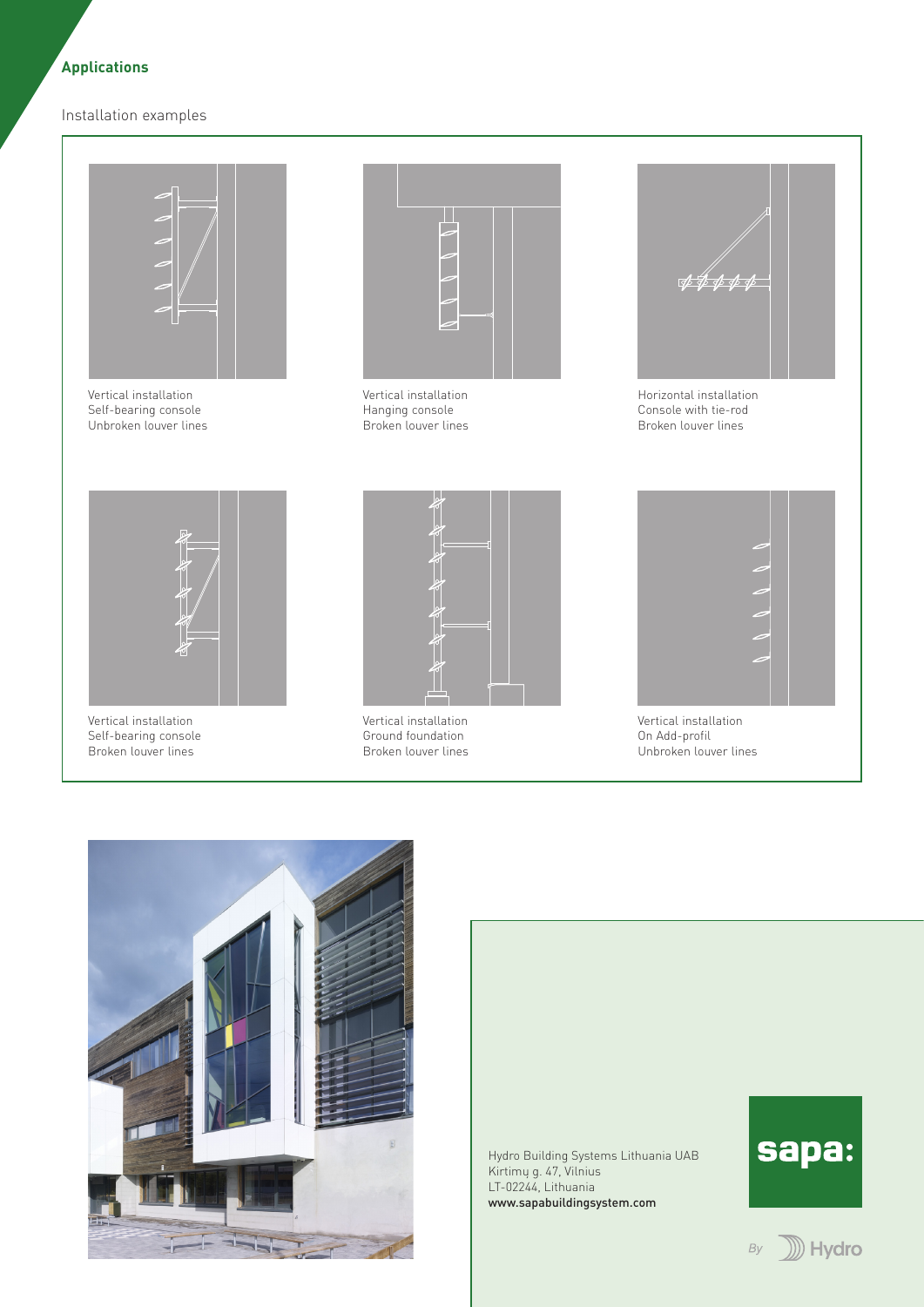## Applications

Installation examples

Vertical installation
Self-bearing console
Unbroken louver lines

Vertical installation
Hanging console
Broken louver lines

Horizontal installation
Console with tie-rod
Broken louver lines

Vertical installation
Self-bearing console
Broken louver lines

Vertical installation
Ground foundation
Broken louver lines

Vertical installation
On Add-profil
Unbroken louver lines

Hydro Building Systems Lithuania UAB
Kirtimų g. 47, Vilnius
LT-02244, Lithuania
www.sapabuildingsystem.com

sapa:

By Hydro